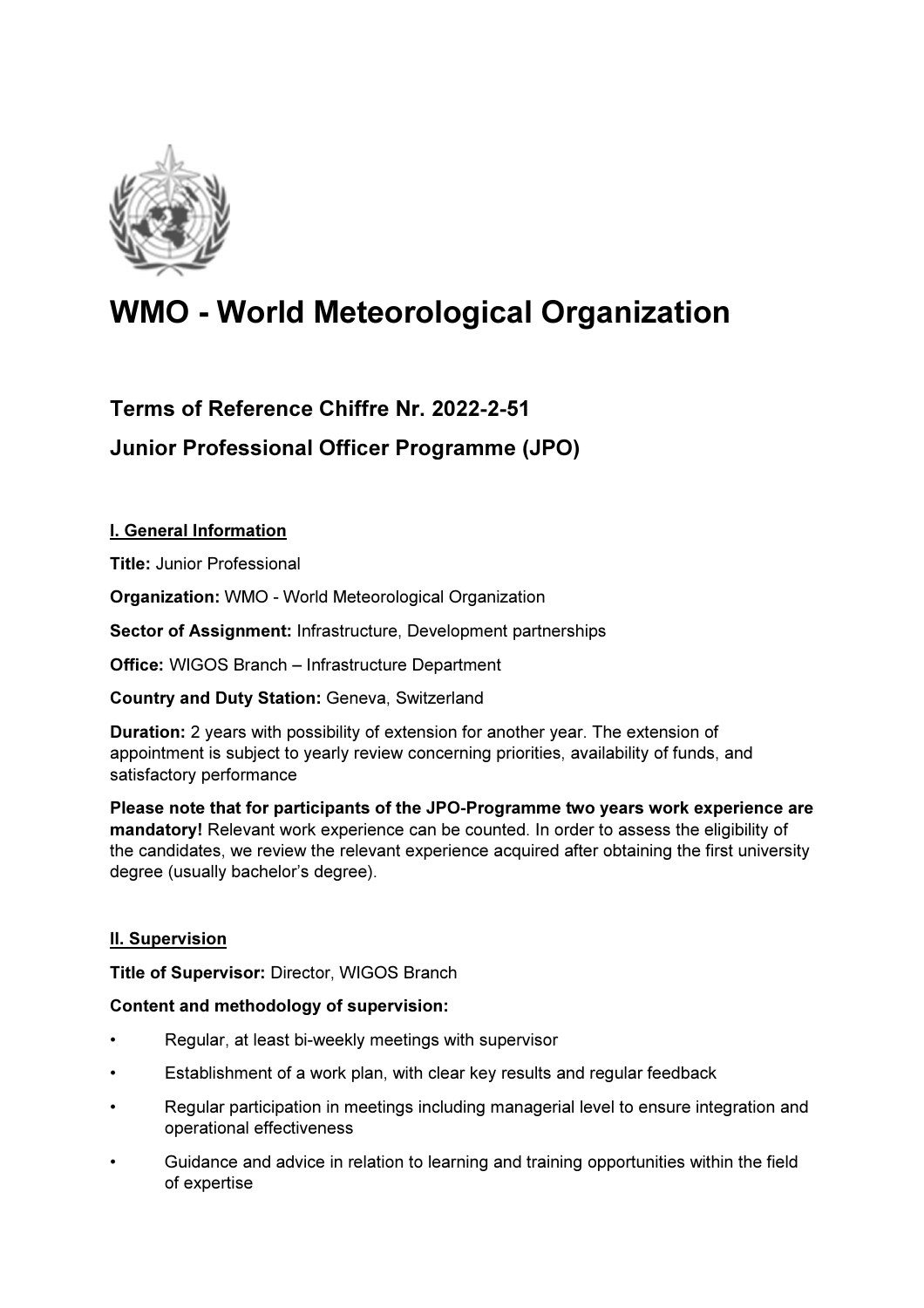# WMO - World Meteorological Organization

## Terms of Reference Chiffre Nr. 2022-2-51

## Junior Professional Officer Programme (JPO)

### I. General Information

**Title:** Junior Professional

**Organization:** WMO - World Meteorological Organization

**Sector of Assignment:** Infrastructure, Development partnerships

**Office:** WIGOS Branch – Infrastructure Department

**Country and Duty Station:** Geneva, Switzerland

**Duration:** 2 years with possibility of extension for another year. The extension of appointment is subject to yearly review concerning priorities, availability of funds, and satisfactory performance

**Please note that for participants of the JPO-Programme two years work experience are mandatory!** Relevant work experience can be counted. In order to assess the eligibility of the candidates, we review the relevant experience acquired after obtaining the first university degree (usually bachelor's degree).

### II. Supervision

**Title of Supervisor:** Director, WIGOS Branch

**Content and methodology of supervision:**

- Regular, at least bi-weekly meetings with supervisor
- Establishment of a work plan, with clear key results and regular feedback
- Regular participation in meetings including managerial level to ensure integration and operational effectiveness
- Guidance and advice in relation to learning and training opportunities within the field of expertise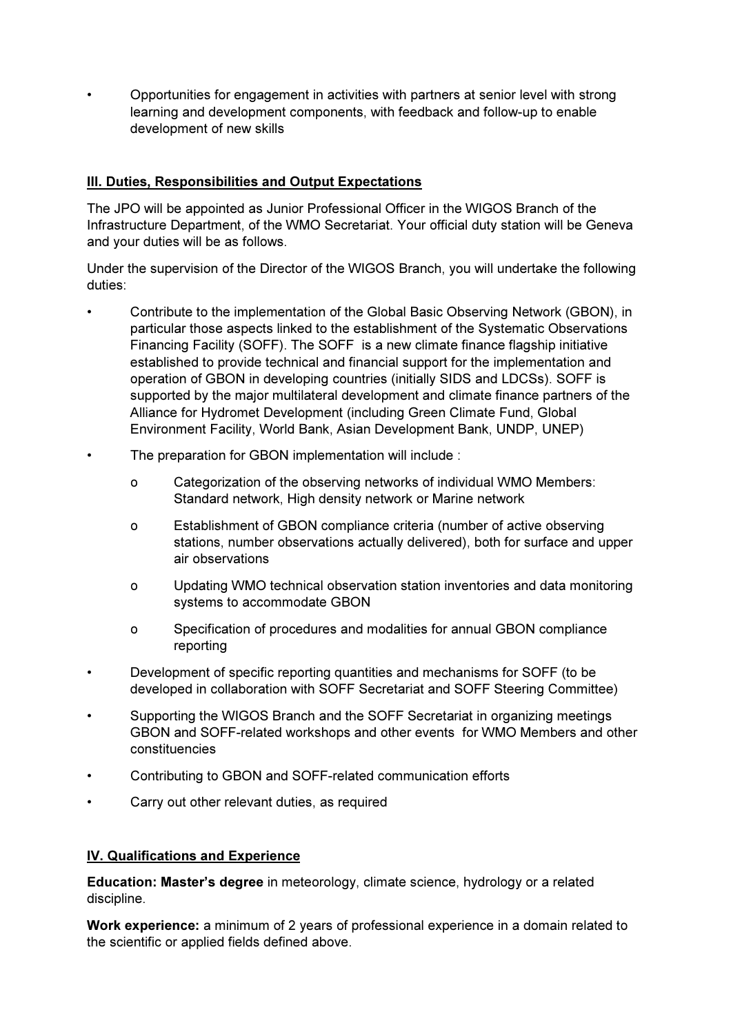- Opportunities for engagement in activities with partners at senior level with strong learning and development components, with feedback and follow-up to enable development of new skills

## III. Duties, Responsibilities and Output Expectations

The JPO will be appointed as Junior Professional Officer in the WIGOS Branch of the Infrastructure Department, of the WMO Secretariat. Your official duty station will be Geneva and your duties will be as follows.

Under the supervision of the Director of the WIGOS Branch, you will undertake the following duties:

- Contribute to the implementation of the Global Basic Observing Network (GBON), in particular those aspects linked to the establishment of the Systematic Observations Financing Facility (SOFF). The SOFF is a new climate finance flagship initiative established to provide technical and financial support for the implementation and operation of GBON in developing countries (initially SIDS and LDCSs). SOFF is supported by the major multilateral development and climate finance partners of the Alliance for Hydromet Development (including Green Climate Fund, Global Environment Facility, World Bank, Asian Development Bank, UNDP, UNEP)
- The preparation for GBON implementation will include :
  - Categorization of the observing networks of individual WMO Members: Standard network, High density network or Marine network
  - Establishment of GBON compliance criteria (number of active observing stations, number observations actually delivered), both for surface and upper air observations
  - Updating WMO technical observation station inventories and data monitoring systems to accommodate GBON
  - Specification of procedures and modalities for annual GBON compliance reporting
- Development of specific reporting quantities and mechanisms for SOFF (to be developed in collaboration with SOFF Secretariat and SOFF Steering Committee)
- Supporting the WIGOS Branch and the SOFF Secretariat in organizing meetings GBON and SOFF-related workshops and other events for WMO Members and other constituencies
- Contributing to GBON and SOFF-related communication efforts
- Carry out other relevant duties, as required

## IV. Qualifications and Experience

**Education: Master's degree** in meteorology, climate science, hydrology or a related discipline.

**Work experience:** a minimum of 2 years of professional experience in a domain related to the scientific or applied fields defined above.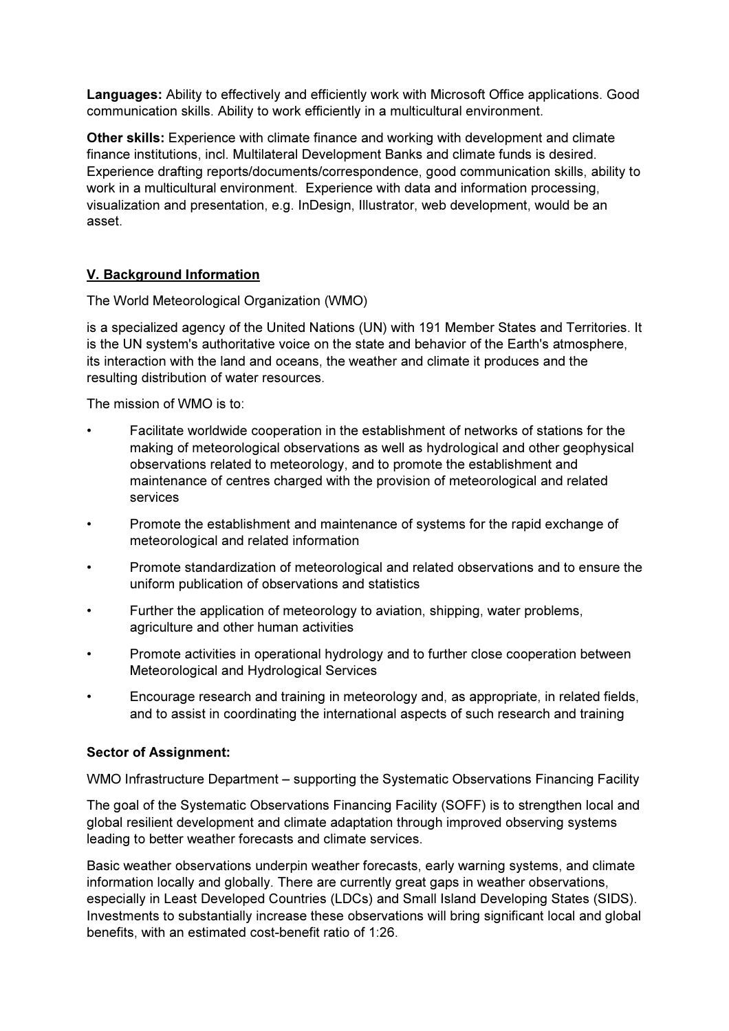**Languages:** Ability to effectively and efficiently work with Microsoft Office applications. Good communication skills. Ability to work efficiently in a multicultural environment.

**Other skills:** Experience with climate finance and working with development and climate finance institutions, incl. Multilateral Development Banks and climate funds is desired. Experience drafting reports/documents/correspondence, good communication skills, ability to work in a multicultural environment. Experience with data and information processing, visualization and presentation, e.g. InDesign, Illustrator, web development, would be an asset.

## V. Background Information

The World Meteorological Organization (WMO)

is a specialized agency of the United Nations (UN) with 191 Member States and Territories. It is the UN system's authoritative voice on the state and behavior of the Earth's atmosphere, its interaction with the land and oceans, the weather and climate it produces and the resulting distribution of water resources.

The mission of WMO is to:

- Facilitate worldwide cooperation in the establishment of networks of stations for the making of meteorological observations as well as hydrological and other geophysical observations related to meteorology, and to promote the establishment and maintenance of centres charged with the provision of meteorological and related services
- Promote the establishment and maintenance of systems for the rapid exchange of meteorological and related information
- Promote standardization of meteorological and related observations and to ensure the uniform publication of observations and statistics
- Further the application of meteorology to aviation, shipping, water problems, agriculture and other human activities
- Promote activities in operational hydrology and to further close cooperation between Meteorological and Hydrological Services
- Encourage research and training in meteorology and, as appropriate, in related fields, and to assist in coordinating the international aspects of such research and training

**Sector of Assignment:**

WMO Infrastructure Department – supporting the Systematic Observations Financing Facility

The goal of the Systematic Observations Financing Facility (SOFF) is to strengthen local and global resilient development and climate adaptation through improved observing systems leading to better weather forecasts and climate services.

Basic weather observations underpin weather forecasts, early warning systems, and climate information locally and globally. There are currently great gaps in weather observations, especially in Least Developed Countries (LDCs) and Small Island Developing States (SIDS). Investments to substantially increase these observations will bring significant local and global benefits, with an estimated cost-benefit ratio of 1:26.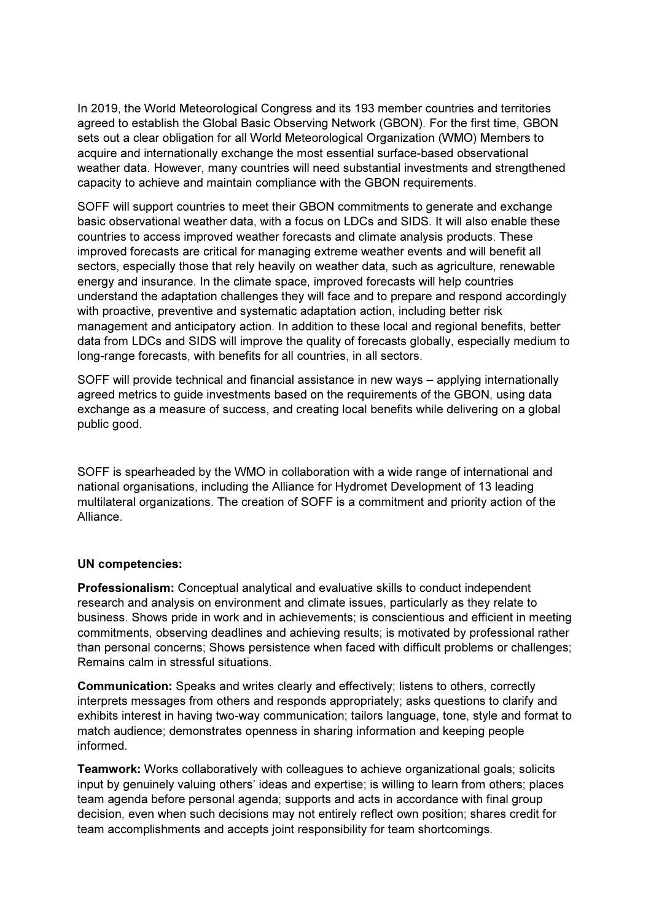In 2019, the World Meteorological Congress and its 193 member countries and territories agreed to establish the Global Basic Observing Network (GBON). For the first time, GBON sets out a clear obligation for all World Meteorological Organization (WMO) Members to acquire and internationally exchange the most essential surface-based observational weather data. However, many countries will need substantial investments and strengthened capacity to achieve and maintain compliance with the GBON requirements.

SOFF will support countries to meet their GBON commitments to generate and exchange basic observational weather data, with a focus on LDCs and SIDS. It will also enable these countries to access improved weather forecasts and climate analysis products. These improved forecasts are critical for managing extreme weather events and will benefit all sectors, especially those that rely heavily on weather data, such as agriculture, renewable energy and insurance. In the climate space, improved forecasts will help countries understand the adaptation challenges they will face and to prepare and respond accordingly with proactive, preventive and systematic adaptation action, including better risk management and anticipatory action. In addition to these local and regional benefits, better data from LDCs and SIDS will improve the quality of forecasts globally, especially medium to long-range forecasts, with benefits for all countries, in all sectors.

SOFF will provide technical and financial assistance in new ways – applying internationally agreed metrics to guide investments based on the requirements of the GBON, using data exchange as a measure of success, and creating local benefits while delivering on a global public good.

SOFF is spearheaded by the WMO in collaboration with a wide range of international and national organisations, including the Alliance for Hydromet Development of 13 leading multilateral organizations. The creation of SOFF is a commitment and priority action of the Alliance.

**UN competencies:**

**Professionalism:** Conceptual analytical and evaluative skills to conduct independent research and analysis on environment and climate issues, particularly as they relate to business. Shows pride in work and in achievements; is conscientious and efficient in meeting commitments, observing deadlines and achieving results; is motivated by professional rather than personal concerns; Shows persistence when faced with difficult problems or challenges; Remains calm in stressful situations.

**Communication:** Speaks and writes clearly and effectively; listens to others, correctly interprets messages from others and responds appropriately; asks questions to clarify and exhibits interest in having two-way communication; tailors language, tone, style and format to match audience; demonstrates openness in sharing information and keeping people informed.

**Teamwork:** Works collaboratively with colleagues to achieve organizational goals; solicits input by genuinely valuing others' ideas and expertise; is willing to learn from others; places team agenda before personal agenda; supports and acts in accordance with final group decision, even when such decisions may not entirely reflect own position; shares credit for team accomplishments and accepts joint responsibility for team shortcomings.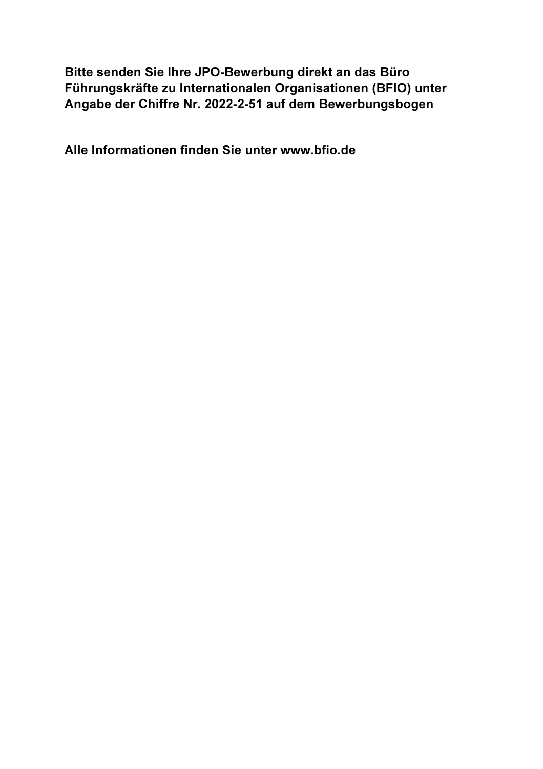**Bitte senden Sie Ihre JPO-Bewerbung direkt an das Büro Führungskräfte zu Internationalen Organisationen (BFIO) unter Angabe der Chiffre Nr. 2022-2-51 auf dem Bewerbungsbogen**

**Alle Informationen finden Sie unter www.bfio.de**